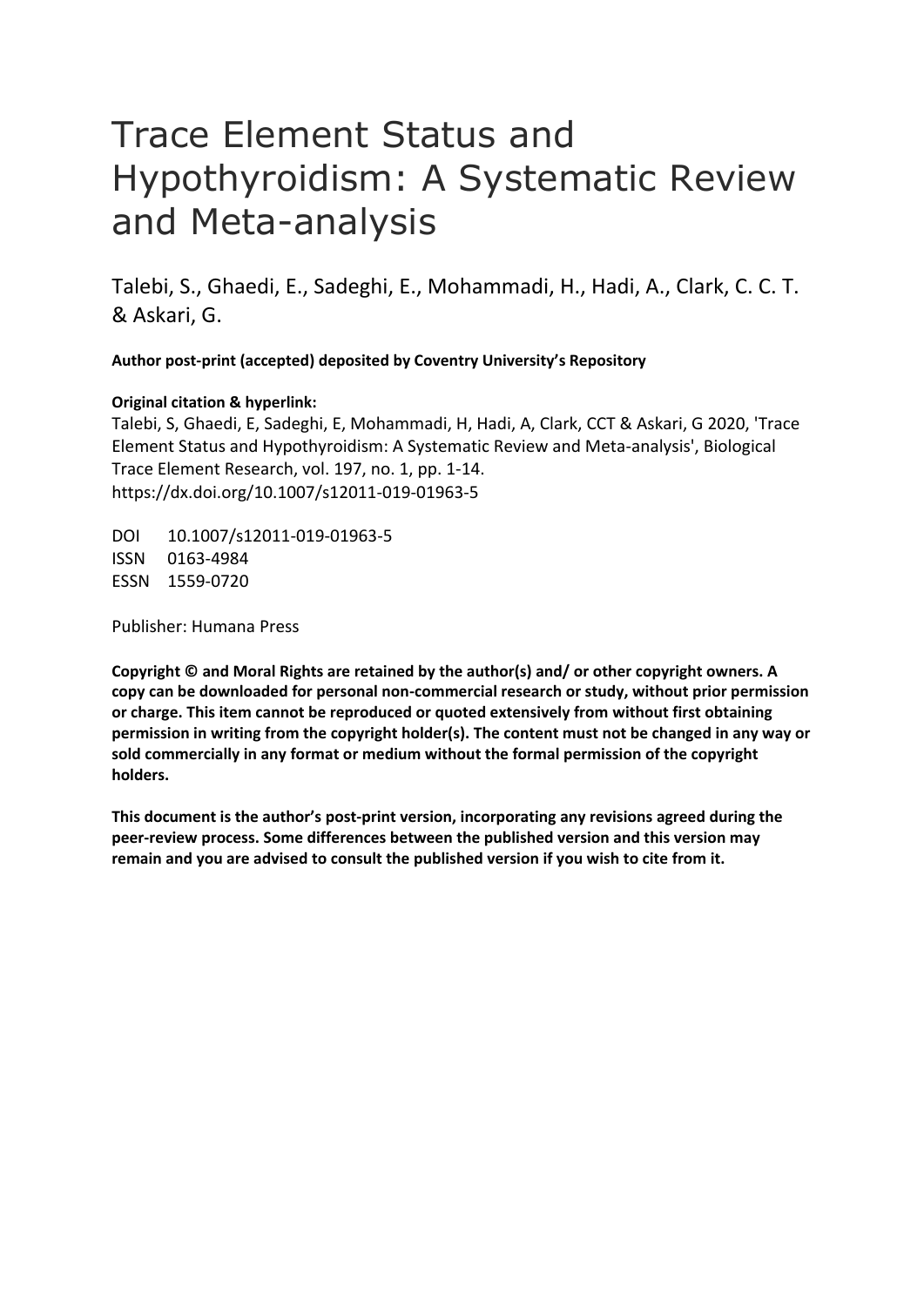# Trace Element Status and Hypothyroidism: A Systematic Review and Meta-analysis

Talebi, S., Ghaedi, E., Sadeghi, E., Mohammadi, H., Hadi, A., Clark, C. C. T. & Askari, G.

**Author post-print (accepted) deposited by Coventry University's Repository**

**Original citation & hyperlink:**
Talebi, S, Ghaedi, E, Sadeghi, E, Mohammadi, H, Hadi, A, Clark, CCT & Askari, G 2020, 'Trace Element Status and Hypothyroidism: A Systematic Review and Meta-analysis', Biological Trace Element Research, vol. 197, no. 1, pp. 1-14.
https://dx.doi.org/10.1007/s12011-019-01963-5

DOI 10.1007/s12011-019-01963-5
ISSN 0163-4984
ESSN 1559-0720

Publisher: Humana Press

**Copyright © and Moral Rights are retained by the author(s) and/ or other copyright owners. A copy can be downloaded for personal non-commercial research or study, without prior permission or charge. This item cannot be reproduced or quoted extensively from without first obtaining permission in writing from the copyright holder(s). The content must not be changed in any way or sold commercially in any format or medium without the formal permission of the copyright holders.**

**This document is the author's post-print version, incorporating any revisions agreed during the peer-review process. Some differences between the published version and this version may remain and you are advised to consult the published version if you wish to cite from it.**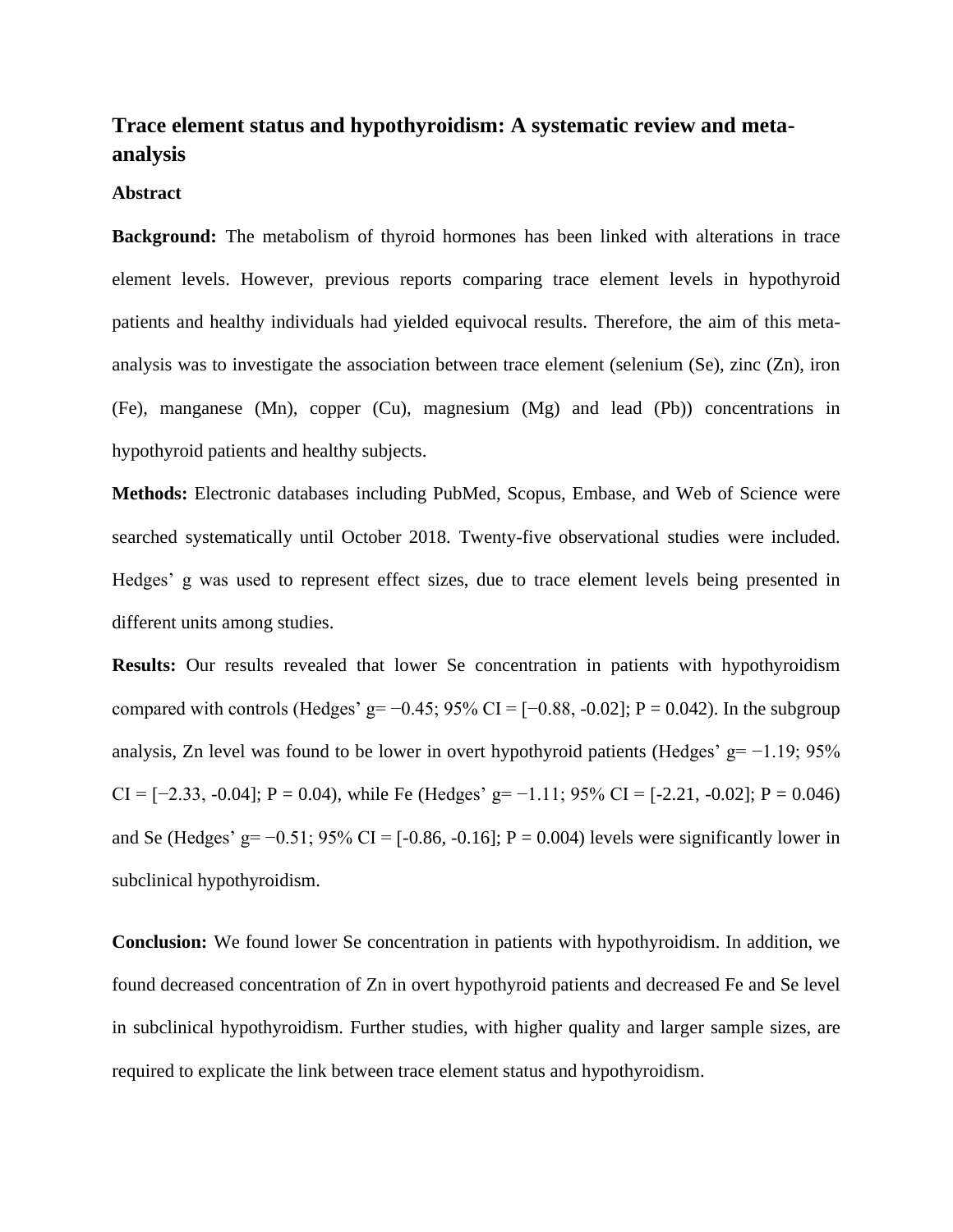## Trace element status and hypothyroidism: A systematic review and meta-analysis

### Abstract

**Background:** The metabolism of thyroid hormones has been linked with alterations in trace element levels. However, previous reports comparing trace element levels in hypothyroid patients and healthy individuals had yielded equivocal results. Therefore, the aim of this meta-analysis was to investigate the association between trace element (selenium (Se), zinc (Zn), iron (Fe), manganese (Mn), copper (Cu), magnesium (Mg) and lead (Pb)) concentrations in hypothyroid patients and healthy subjects.

**Methods:** Electronic databases including PubMed, Scopus, Embase, and Web of Science were searched systematically until October 2018. Twenty-five observational studies were included. Hedges' g was used to represent effect sizes, due to trace element levels being presented in different units among studies.

**Results:** Our results revealed that lower Se concentration in patients with hypothyroidism compared with controls (Hedges' g= −0.45; 95% CI = [−0.88, -0.02]; P = 0.042). In the subgroup analysis, Zn level was found to be lower in overt hypothyroid patients (Hedges' g= −1.19; 95% CI = [−2.33, -0.04]; P = 0.04), while Fe (Hedges' g= −1.11; 95% CI = [-2.21, -0.02]; P = 0.046) and Se (Hedges' g= −0.51; 95% CI = [-0.86, -0.16]; P = 0.004) levels were significantly lower in subclinical hypothyroidism.

**Conclusion:** We found lower Se concentration in patients with hypothyroidism. In addition, we found decreased concentration of Zn in overt hypothyroid patients and decreased Fe and Se level in subclinical hypothyroidism. Further studies, with higher quality and larger sample sizes, are required to explicate the link between trace element status and hypothyroidism.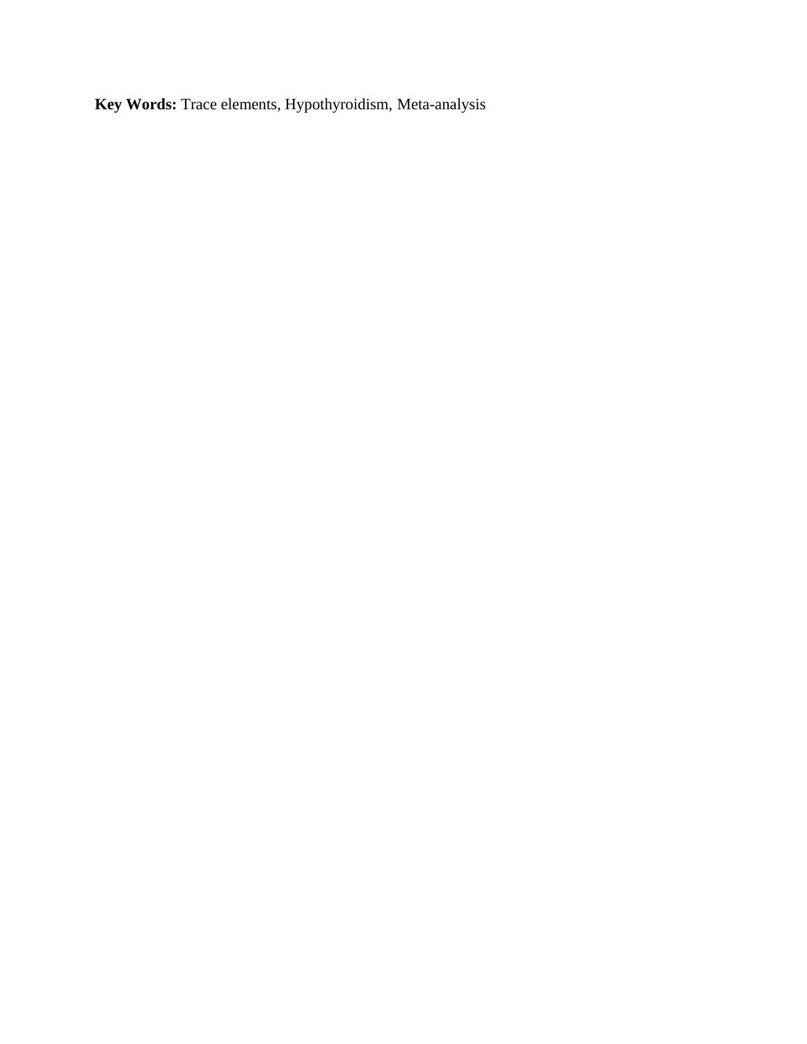**Key Words:** Trace elements, Hypothyroidism, Meta-analysis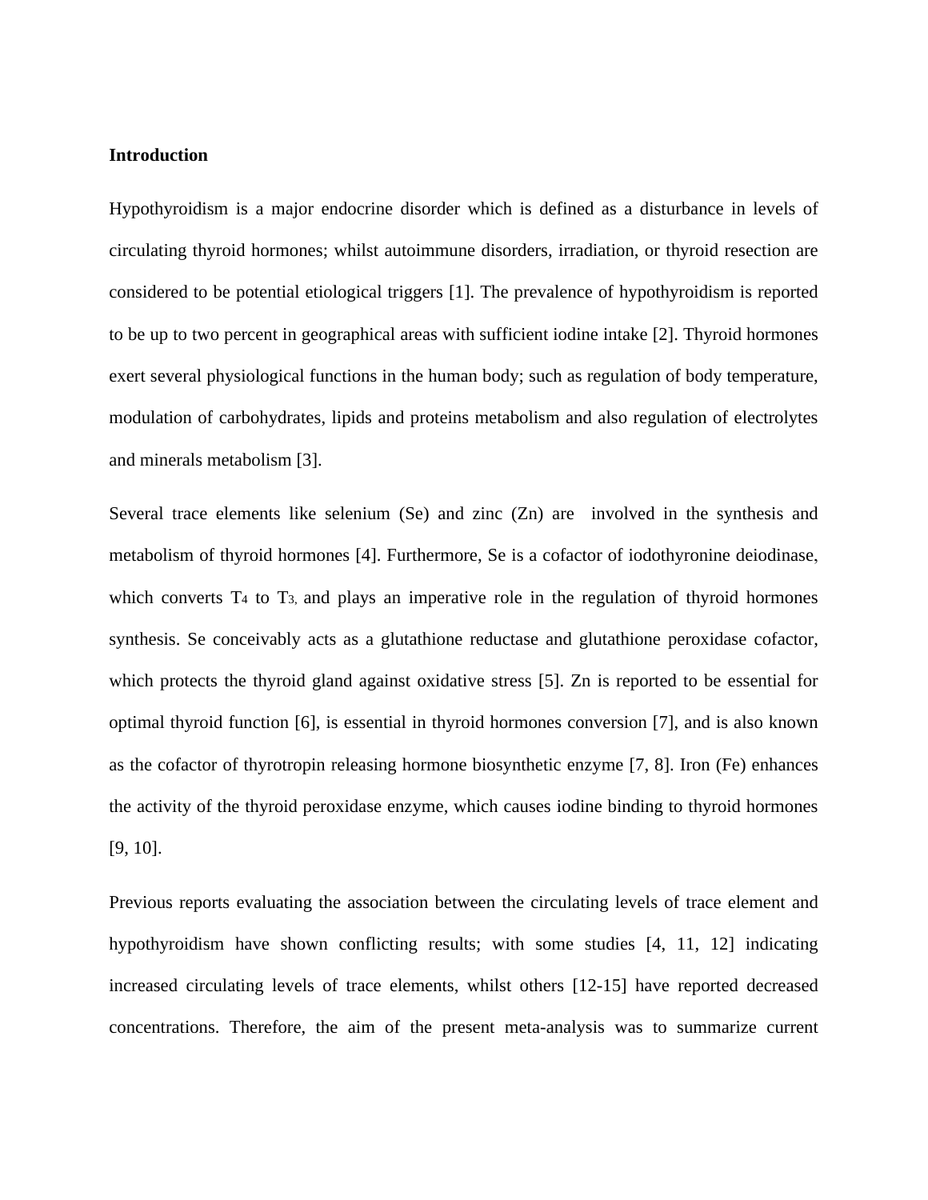**Introduction**

Hypothyroidism is a major endocrine disorder which is defined as a disturbance in levels of circulating thyroid hormones; whilst autoimmune disorders, irradiation, or thyroid resection are considered to be potential etiological triggers [1]. The prevalence of hypothyroidism is reported to be up to two percent in geographical areas with sufficient iodine intake [2]. Thyroid hormones exert several physiological functions in the human body; such as regulation of body temperature, modulation of carbohydrates, lipids and proteins metabolism and also regulation of electrolytes and minerals metabolism [3].

Several trace elements like selenium (Se) and zinc (Zn) are involved in the synthesis and metabolism of thyroid hormones [4]. Furthermore, Se is a cofactor of iodothyronine deiodinase, which converts $T_4$ to $T_3$, and plays an imperative role in the regulation of thyroid hormones synthesis. Se conceivably acts as a glutathione reductase and glutathione peroxidase cofactor, which protects the thyroid gland against oxidative stress [5]. Zn is reported to be essential for optimal thyroid function [6], is essential in thyroid hormones conversion [7], and is also known as the cofactor of thyrotropin releasing hormone biosynthetic enzyme [7, 8]. Iron (Fe) enhances the activity of the thyroid peroxidase enzyme, which causes iodine binding to thyroid hormones [9, 10].

Previous reports evaluating the association between the circulating levels of trace element and hypothyroidism have shown conflicting results; with some studies [4, 11, 12] indicating increased circulating levels of trace elements, whilst others [12-15] have reported decreased concentrations. Therefore, the aim of the present meta-analysis was to summarize current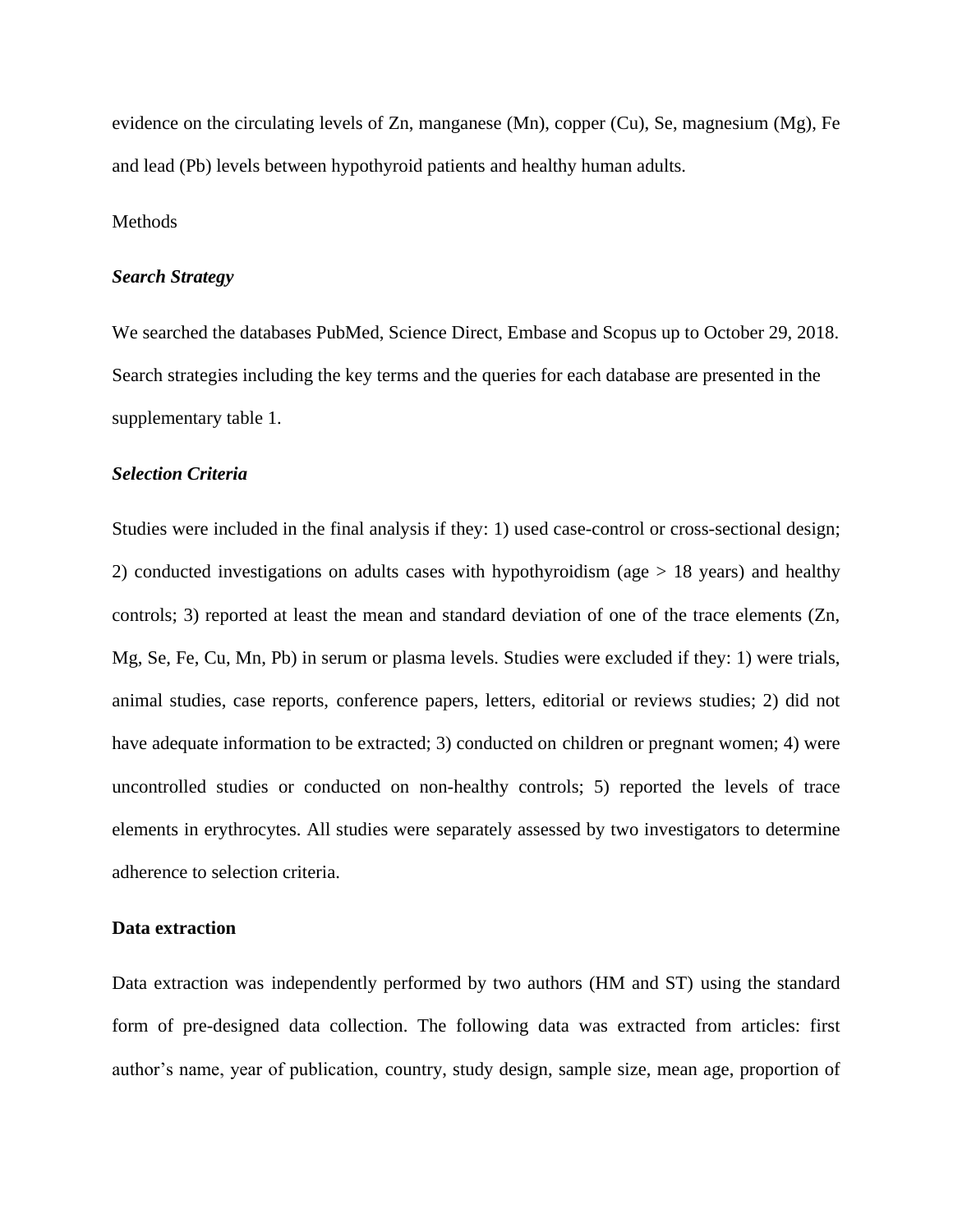evidence on the circulating levels of Zn, manganese (Mn), copper (Cu), Se, magnesium (Mg), Fe and lead (Pb) levels between hypothyroid patients and healthy human adults.

## Methods

### *Search Strategy*

We searched the databases PubMed, Science Direct, Embase and Scopus up to October 29, 2018. Search strategies including the key terms and the queries for each database are presented in the supplementary table 1.

### *Selection Criteria*

Studies were included in the final analysis if they: 1) used case-control or cross-sectional design; 2) conducted investigations on adults cases with hypothyroidism (age > 18 years) and healthy controls; 3) reported at least the mean and standard deviation of one of the trace elements (Zn, Mg, Se, Fe, Cu, Mn, Pb) in serum or plasma levels. Studies were excluded if they: 1) were trials, animal studies, case reports, conference papers, letters, editorial or reviews studies; 2) did not have adequate information to be extracted; 3) conducted on children or pregnant women; 4) were uncontrolled studies or conducted on non-healthy controls; 5) reported the levels of trace elements in erythrocytes. All studies were separately assessed by two investigators to determine adherence to selection criteria.

### **Data extraction**

Data extraction was independently performed by two authors (HM and ST) using the standard form of pre-designed data collection. The following data was extracted from articles: first author's name, year of publication, country, study design, sample size, mean age, proportion of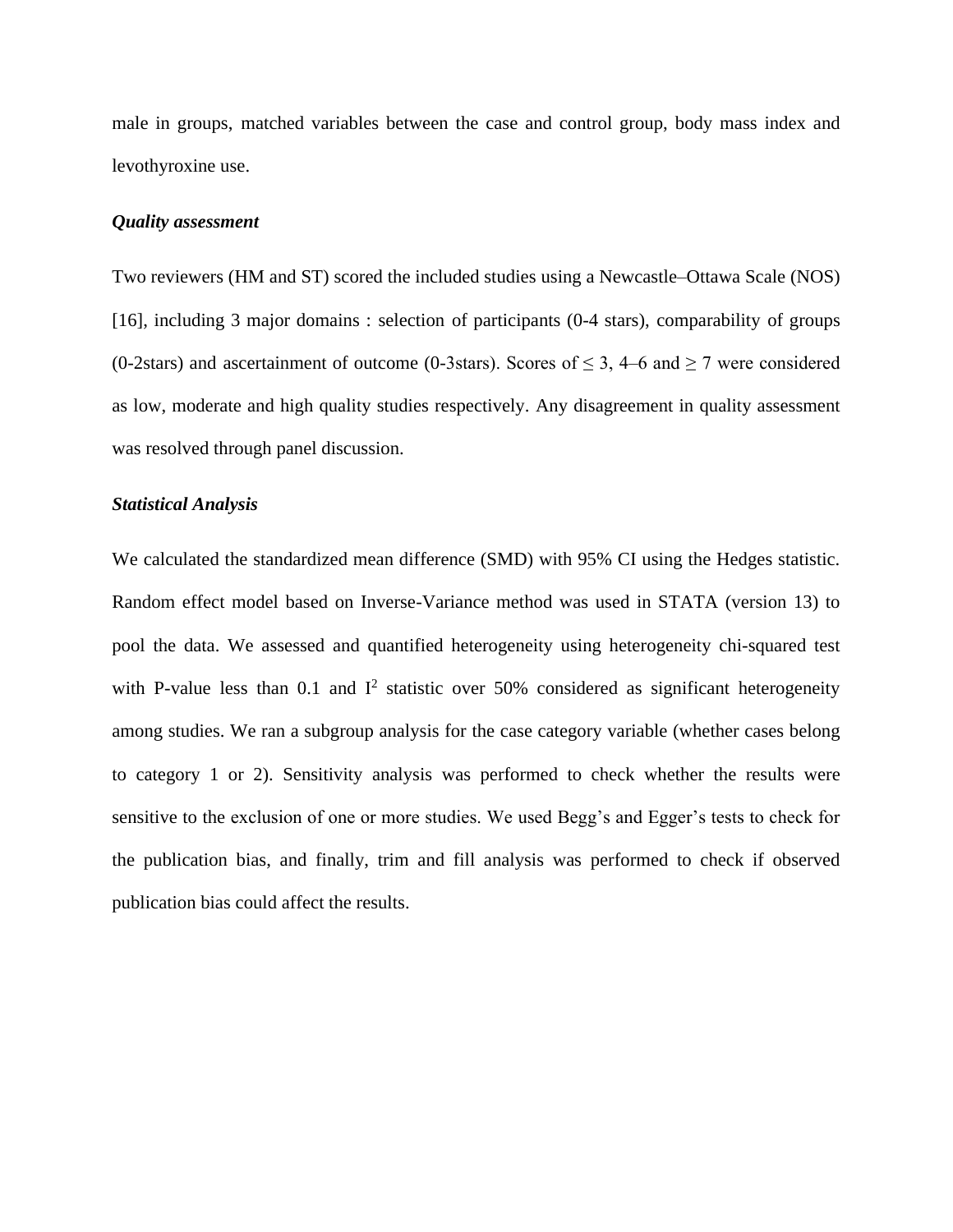male in groups, matched variables between the case and control group, body mass index and levothyroxine use.

***Quality assessment***

Two reviewers (HM and ST) scored the included studies using a Newcastle–Ottawa Scale (NOS) [16], including 3 major domains : selection of participants (0-4 stars), comparability of groups (0-2stars) and ascertainment of outcome (0-3stars). Scores of ≤ 3, 4–6 and ≥ 7 were considered as low, moderate and high quality studies respectively. Any disagreement in quality assessment was resolved through panel discussion.

***Statistical Analysis***

We calculated the standardized mean difference (SMD) with 95% CI using the Hedges statistic. Random effect model based on Inverse-Variance method was used in STATA (version 13) to pool the data. We assessed and quantified heterogeneity using heterogeneity chi-squared test with P-value less than 0.1 and $I^2$ statistic over 50% considered as significant heterogeneity among studies. We ran a subgroup analysis for the case category variable (whether cases belong to category 1 or 2). Sensitivity analysis was performed to check whether the results were sensitive to the exclusion of one or more studies. We used Begg's and Egger's tests to check for the publication bias, and finally, trim and fill analysis was performed to check if observed publication bias could affect the results.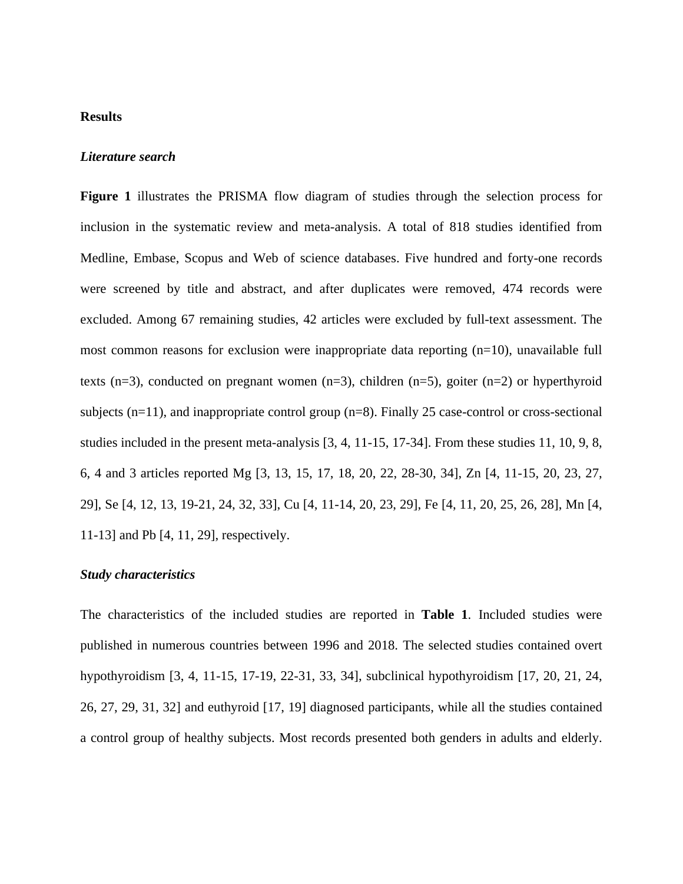**Results**

***Literature search***

**Figure 1** illustrates the PRISMA flow diagram of studies through the selection process for inclusion in the systematic review and meta-analysis. A total of 818 studies identified from Medline, Embase, Scopus and Web of science databases. Five hundred and forty-one records were screened by title and abstract, and after duplicates were removed, 474 records were excluded. Among 67 remaining studies, 42 articles were excluded by full-text assessment. The most common reasons for exclusion were inappropriate data reporting (n=10), unavailable full texts (n=3), conducted on pregnant women (n=3), children (n=5), goiter (n=2) or hyperthyroid subjects (n=11), and inappropriate control group (n=8). Finally 25 case-control or cross-sectional studies included in the present meta-analysis [3, 4, 11-15, 17-34]. From these studies 11, 10, 9, 8, 6, 4 and 3 articles reported Mg [3, 13, 15, 17, 18, 20, 22, 28-30, 34], Zn [4, 11-15, 20, 23, 27, 29], Se [4, 12, 13, 19-21, 24, 32, 33], Cu [4, 11-14, 20, 23, 29], Fe [4, 11, 20, 25, 26, 28], Mn [4, 11-13] and Pb [4, 11, 29], respectively.

***Study characteristics***

The characteristics of the included studies are reported in **Table 1**. Included studies were published in numerous countries between 1996 and 2018. The selected studies contained overt hypothyroidism [3, 4, 11-15, 17-19, 22-31, 33, 34], subclinical hypothyroidism [17, 20, 21, 24, 26, 27, 29, 31, 32] and euthyroid [17, 19] diagnosed participants, while all the studies contained a control group of healthy subjects. Most records presented both genders in adults and elderly.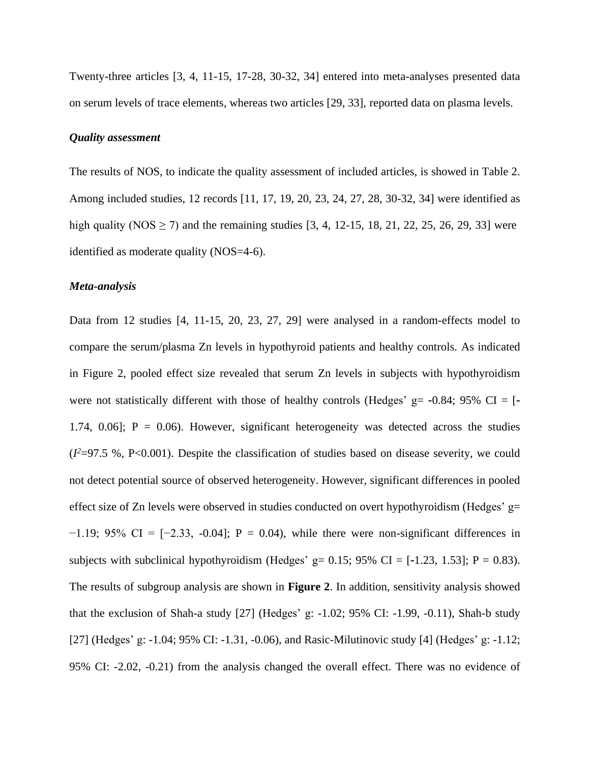Twenty-three articles [3, 4, 11-15, 17-28, 30-32, 34] entered into meta-analyses presented data on serum levels of trace elements, whereas two articles [29, 33], reported data on plasma levels.

### *Quality assessment*

The results of NOS, to indicate the quality assessment of included articles, is showed in Table 2. Among included studies, 12 records [11, 17, 19, 20, 23, 24, 27, 28, 30-32, 34] were identified as high quality (NOS ≥ 7) and the remaining studies [3, 4, 12-15, 18, 21, 22, 25, 26, 29, 33] were identified as moderate quality (NOS=4-6).

### *Meta-analysis*

Data from 12 studies [4, 11-15, 20, 23, 27, 29] were analysed in a random-effects model to compare the serum/plasma Zn levels in hypothyroid patients and healthy controls. As indicated in Figure 2, pooled effect size revealed that serum Zn levels in subjects with hypothyroidism were not statistically different with those of healthy controls (Hedges' g= -0.84; 95% CI = [-1.74, 0.06]; P = 0.06). However, significant heterogeneity was detected across the studies ($I^2$=97.5 %, P<0.001). Despite the classification of studies based on disease severity, we could not detect potential source of observed heterogeneity. However, significant differences in pooled effect size of Zn levels were observed in studies conducted on overt hypothyroidism (Hedges' g= −1.19; 95% CI = [−2.33, -0.04]; P = 0.04), while there were non-significant differences in subjects with subclinical hypothyroidism (Hedges' g= 0.15; 95% CI = [-1.23, 1.53]; P = 0.83). The results of subgroup analysis are shown in **Figure 2**. In addition, sensitivity analysis showed that the exclusion of Shah-a study [27] (Hedges' g: -1.02; 95% CI: -1.99, -0.11), Shah-b study [27] (Hedges' g: -1.04; 95% CI: -1.31, -0.06), and Rasic-Milutinovic study [4] (Hedges' g: -1.12; 95% CI: -2.02, -0.21) from the analysis changed the overall effect. There was no evidence of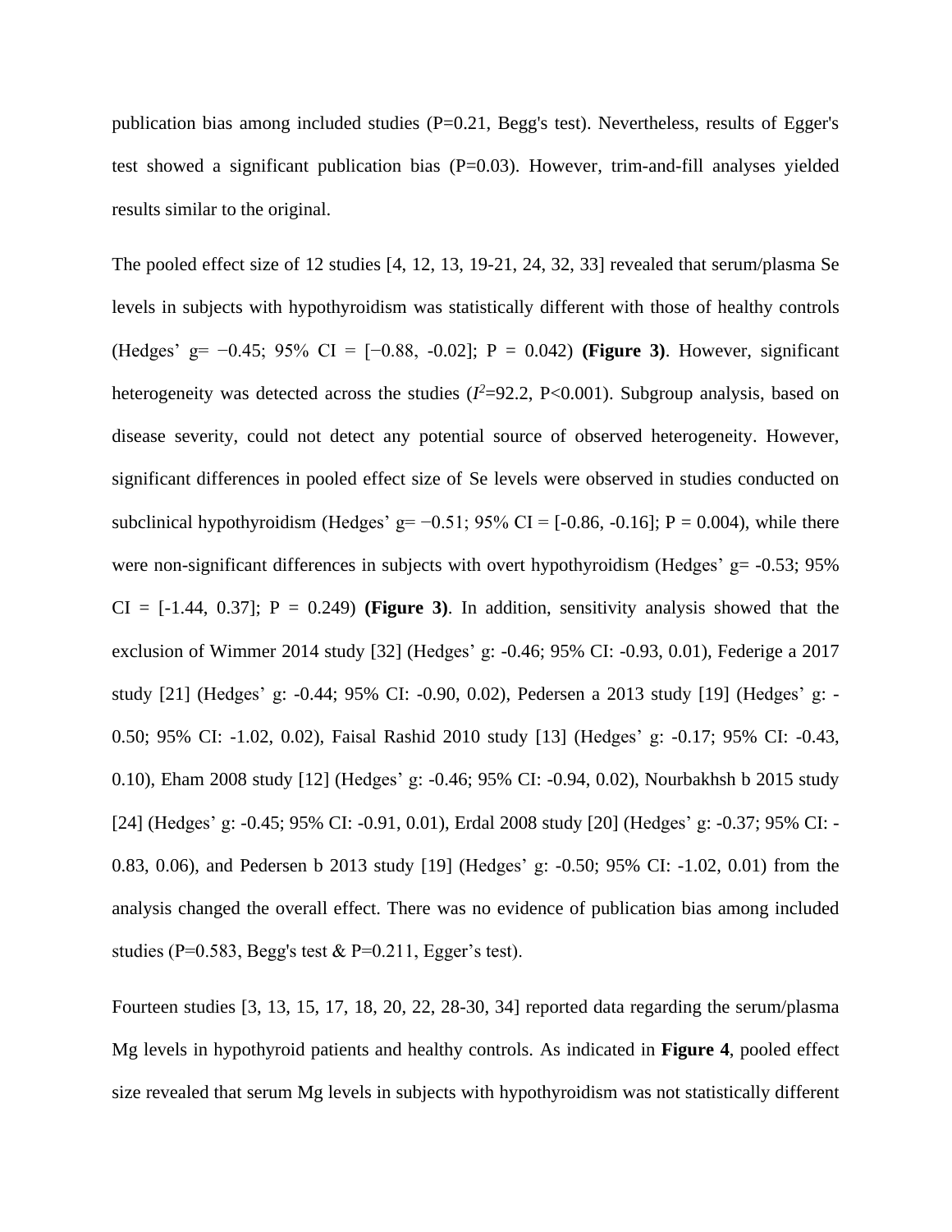publication bias among included studies (P=0.21, Begg's test). Nevertheless, results of Egger's test showed a significant publication bias (P=0.03). However, trim-and-fill analyses yielded results similar to the original.

The pooled effect size of 12 studies [4, 12, 13, 19-21, 24, 32, 33] revealed that serum/plasma Se levels in subjects with hypothyroidism was statistically different with those of healthy controls (Hedges' g= −0.45; 95% CI = [−0.88, -0.02]; P = 0.042) **(Figure 3)**. However, significant heterogeneity was detected across the studies ($I^2$=92.2, P<0.001). Subgroup analysis, based on disease severity, could not detect any potential source of observed heterogeneity. However, significant differences in pooled effect size of Se levels were observed in studies conducted on subclinical hypothyroidism (Hedges' g= −0.51; 95% CI = [-0.86, -0.16]; P = 0.004), while there were non-significant differences in subjects with overt hypothyroidism (Hedges' g= -0.53; 95% CI = [-1.44, 0.37]; P = 0.249) **(Figure 3)**. In addition, sensitivity analysis showed that the exclusion of Wimmer 2014 study [32] (Hedges' g: -0.46; 95% CI: -0.93, 0.01), Federige a 2017 study [21] (Hedges' g: -0.44; 95% CI: -0.90, 0.02), Pedersen a 2013 study [19] (Hedges' g: -0.50; 95% CI: -1.02, 0.02), Faisal Rashid 2010 study [13] (Hedges' g: -0.17; 95% CI: -0.43, 0.10), Eham 2008 study [12] (Hedges' g: -0.46; 95% CI: -0.94, 0.02), Nourbakhsh b 2015 study [24] (Hedges' g: -0.45; 95% CI: -0.91, 0.01), Erdal 2008 study [20] (Hedges' g: -0.37; 95% CI: -0.83, 0.06), and Pedersen b 2013 study [19] (Hedges' g: -0.50; 95% CI: -1.02, 0.01) from the analysis changed the overall effect. There was no evidence of publication bias among included studies (P=0.583, Begg's test & P=0.211, Egger's test).

Fourteen studies [3, 13, 15, 17, 18, 20, 22, 28-30, 34] reported data regarding the serum/plasma Mg levels in hypothyroid patients and healthy controls. As indicated in **Figure 4**, pooled effect size revealed that serum Mg levels in subjects with hypothyroidism was not statistically different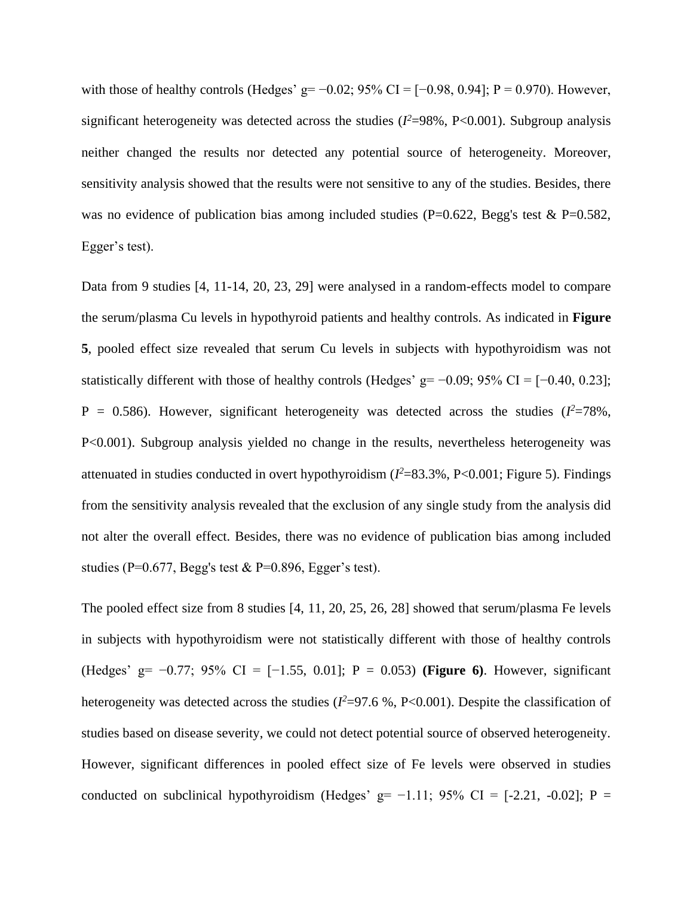with those of healthy controls (Hedges' g= −0.02; 95% CI = [−0.98, 0.94]; P = 0.970). However, significant heterogeneity was detected across the studies ($I^2$=98%, P<0.001). Subgroup analysis neither changed the results nor detected any potential source of heterogeneity. Moreover, sensitivity analysis showed that the results were not sensitive to any of the studies. Besides, there was no evidence of publication bias among included studies (P=0.622, Begg's test & P=0.582, Egger's test).

Data from 9 studies [4, 11-14, 20, 23, 29] were analysed in a random-effects model to compare the serum/plasma Cu levels in hypothyroid patients and healthy controls. As indicated in **Figure 5**, pooled effect size revealed that serum Cu levels in subjects with hypothyroidism was not statistically different with those of healthy controls (Hedges' g= −0.09; 95% CI = [−0.40, 0.23]; P = 0.586). However, significant heterogeneity was detected across the studies ($I^2$=78%, P<0.001). Subgroup analysis yielded no change in the results, nevertheless heterogeneity was attenuated in studies conducted in overt hypothyroidism ($I^2$=83.3%, P<0.001; Figure 5). Findings from the sensitivity analysis revealed that the exclusion of any single study from the analysis did not alter the overall effect. Besides, there was no evidence of publication bias among included studies (P=0.677, Begg's test & P=0.896, Egger's test).

The pooled effect size from 8 studies [4, 11, 20, 25, 26, 28] showed that serum/plasma Fe levels in subjects with hypothyroidism were not statistically different with those of healthy controls (Hedges' g= −0.77; 95% CI = [−1.55, 0.01]; P = 0.053) **(Figure 6)**. However, significant heterogeneity was detected across the studies ($I^2$=97.6 %, P<0.001). Despite the classification of studies based on disease severity, we could not detect potential source of observed heterogeneity. However, significant differences in pooled effect size of Fe levels were observed in studies conducted on subclinical hypothyroidism (Hedges' g= −1.11; 95% CI = [-2.21, -0.02]; P =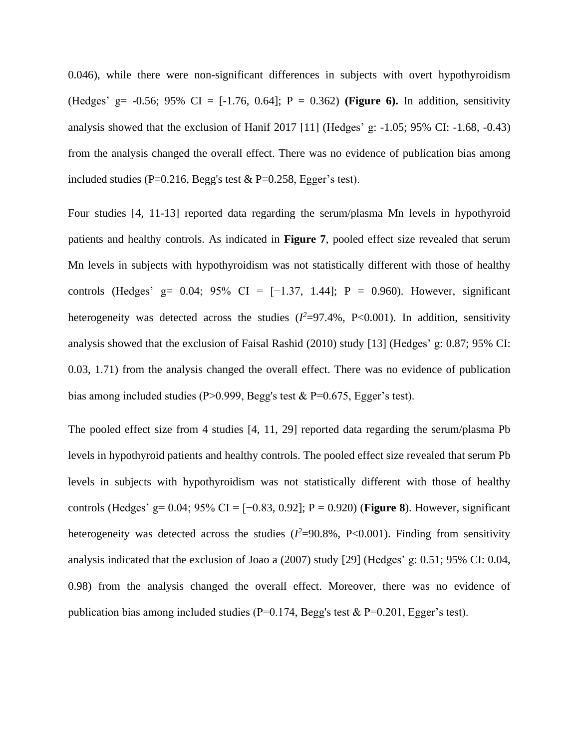0.046), while there were non-significant differences in subjects with overt hypothyroidism (Hedges' g= -0.56; 95% CI = [-1.76, 0.64]; P = 0.362) **(Figure 6).** In addition, sensitivity analysis showed that the exclusion of Hanif 2017 [11] (Hedges' g: -1.05; 95% CI: -1.68, -0.43) from the analysis changed the overall effect. There was no evidence of publication bias among included studies (P=0.216, Begg's test & P=0.258, Egger's test).

Four studies [4, 11-13] reported data regarding the serum/plasma Mn levels in hypothyroid patients and healthy controls. As indicated in **Figure 7**, pooled effect size revealed that serum Mn levels in subjects with hypothyroidism was not statistically different with those of healthy controls (Hedges' g= 0.04; 95% CI = [−1.37, 1.44]; P = 0.960). However, significant heterogeneity was detected across the studies ($I^2$=97.4%, P<0.001). In addition, sensitivity analysis showed that the exclusion of Faisal Rashid (2010) study [13] (Hedges' g: 0.87; 95% CI: 0.03, 1.71) from the analysis changed the overall effect. There was no evidence of publication bias among included studies (P>0.999, Begg's test & P=0.675, Egger's test).

The pooled effect size from 4 studies [4, 11, 29] reported data regarding the serum/plasma Pb levels in hypothyroid patients and healthy controls. The pooled effect size revealed that serum Pb levels in subjects with hypothyroidism was not statistically different with those of healthy controls (Hedges' g= 0.04; 95% CI = [−0.83, 0.92]; P = 0.920) (**Figure 8**). However, significant heterogeneity was detected across the studies ($I^2$=90.8%, P<0.001). Finding from sensitivity analysis indicated that the exclusion of Joao a (2007) study [29] (Hedges' g: 0.51; 95% CI: 0.04, 0.98) from the analysis changed the overall effect. Moreover, there was no evidence of publication bias among included studies (P=0.174, Begg's test & P=0.201, Egger's test).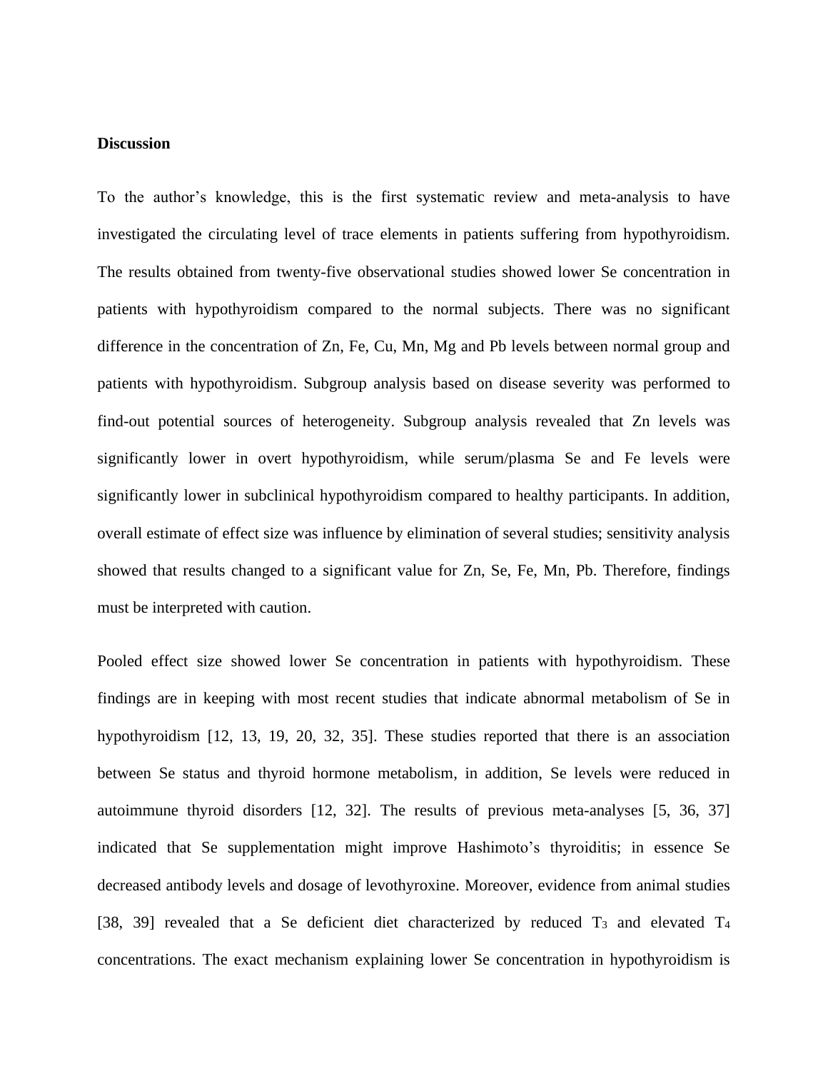**Discussion**

To the author's knowledge, this is the first systematic review and meta-analysis to have investigated the circulating level of trace elements in patients suffering from hypothyroidism. The results obtained from twenty-five observational studies showed lower Se concentration in patients with hypothyroidism compared to the normal subjects. There was no significant difference in the concentration of Zn, Fe, Cu, Mn, Mg and Pb levels between normal group and patients with hypothyroidism. Subgroup analysis based on disease severity was performed to find-out potential sources of heterogeneity. Subgroup analysis revealed that Zn levels was significantly lower in overt hypothyroidism, while serum/plasma Se and Fe levels were significantly lower in subclinical hypothyroidism compared to healthy participants. In addition, overall estimate of effect size was influence by elimination of several studies; sensitivity analysis showed that results changed to a significant value for Zn, Se, Fe, Mn, Pb. Therefore, findings must be interpreted with caution.

Pooled effect size showed lower Se concentration in patients with hypothyroidism. These findings are in keeping with most recent studies that indicate abnormal metabolism of Se in hypothyroidism [12, 13, 19, 20, 32, 35]. These studies reported that there is an association between Se status and thyroid hormone metabolism, in addition, Se levels were reduced in autoimmune thyroid disorders [12, 32]. The results of previous meta-analyses [5, 36, 37] indicated that Se supplementation might improve Hashimoto's thyroiditis; in essence Se decreased antibody levels and dosage of levothyroxine. Moreover, evidence from animal studies [38, 39] revealed that a Se deficient diet characterized by reduced $T_3$ and elevated $T_4$ concentrations. The exact mechanism explaining lower Se concentration in hypothyroidism is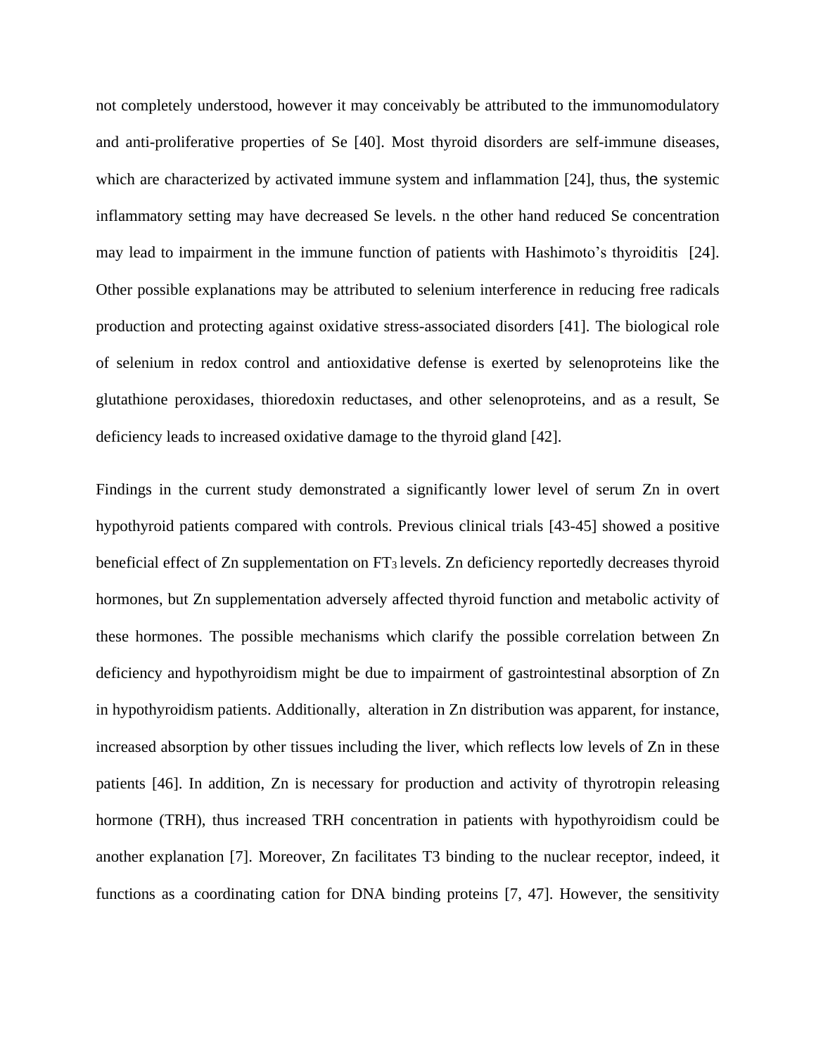not completely understood, however it may conceivably be attributed to the immunomodulatory and anti-proliferative properties of Se [40]. Most thyroid disorders are self-immune diseases, which are characterized by activated immune system and inflammation [24], thus, the systemic inflammatory setting may have decreased Se levels. n the other hand reduced Se concentration may lead to impairment in the immune function of patients with Hashimoto's thyroiditis [24]. Other possible explanations may be attributed to selenium interference in reducing free radicals production and protecting against oxidative stress-associated disorders [41]. The biological role of selenium in redox control and antioxidative defense is exerted by selenoproteins like the glutathione peroxidases, thioredoxin reductases, and other selenoproteins, and as a result, Se deficiency leads to increased oxidative damage to the thyroid gland [42].

Findings in the current study demonstrated a significantly lower level of serum Zn in overt hypothyroid patients compared with controls. Previous clinical trials [43-45] showed a positive beneficial effect of Zn supplementation on $FT_3$ levels. Zn deficiency reportedly decreases thyroid hormones, but Zn supplementation adversely affected thyroid function and metabolic activity of these hormones. The possible mechanisms which clarify the possible correlation between Zn deficiency and hypothyroidism might be due to impairment of gastrointestinal absorption of Zn in hypothyroidism patients. Additionally, alteration in Zn distribution was apparent, for instance, increased absorption by other tissues including the liver, which reflects low levels of Zn in these patients [46]. In addition, Zn is necessary for production and activity of thyrotropin releasing hormone (TRH), thus increased TRH concentration in patients with hypothyroidism could be another explanation [7]. Moreover, Zn facilitates T3 binding to the nuclear receptor, indeed, it functions as a coordinating cation for DNA binding proteins [7, 47]. However, the sensitivity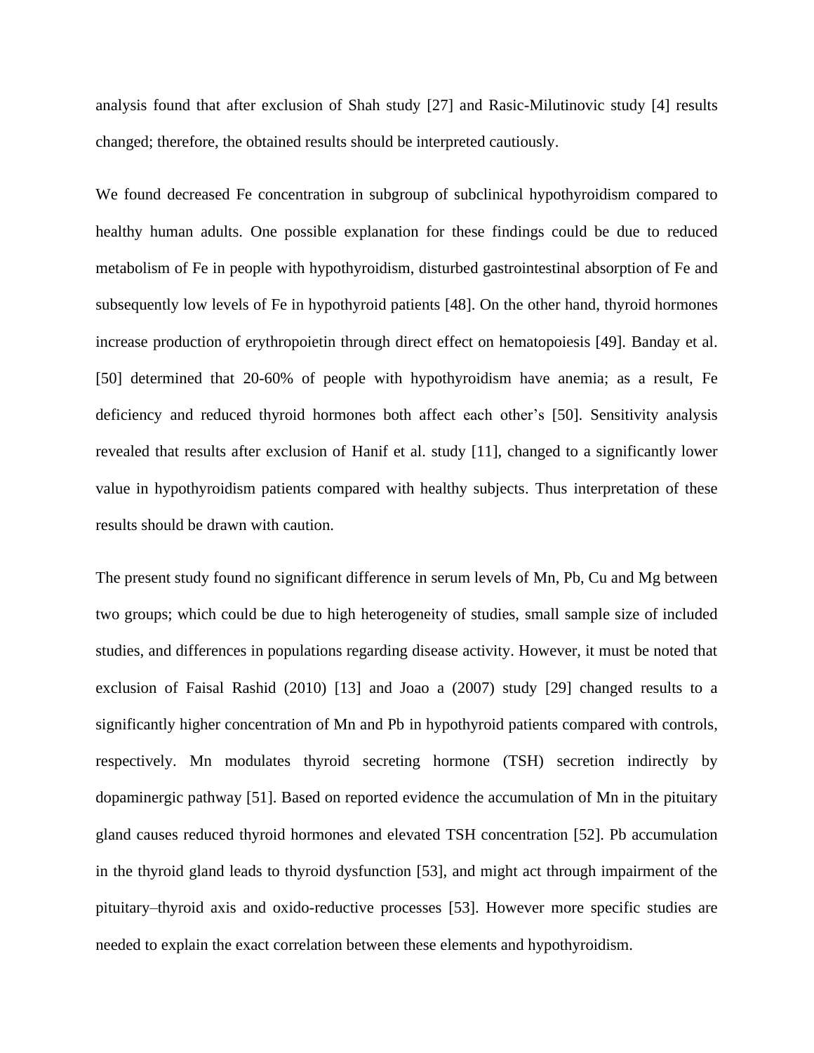analysis found that after exclusion of Shah study [27] and Rasic-Milutinovic study [4] results changed; therefore, the obtained results should be interpreted cautiously.

We found decreased Fe concentration in subgroup of subclinical hypothyroidism compared to healthy human adults. One possible explanation for these findings could be due to reduced metabolism of Fe in people with hypothyroidism, disturbed gastrointestinal absorption of Fe and subsequently low levels of Fe in hypothyroid patients [48]. On the other hand, thyroid hormones increase production of erythropoietin through direct effect on hematopoiesis [49]. Banday et al. [50] determined that 20-60% of people with hypothyroidism have anemia; as a result, Fe deficiency and reduced thyroid hormones both affect each other's [50]. Sensitivity analysis revealed that results after exclusion of Hanif et al. study [11], changed to a significantly lower value in hypothyroidism patients compared with healthy subjects. Thus interpretation of these results should be drawn with caution.

The present study found no significant difference in serum levels of Mn, Pb, Cu and Mg between two groups; which could be due to high heterogeneity of studies, small sample size of included studies, and differences in populations regarding disease activity. However, it must be noted that exclusion of Faisal Rashid (2010) [13] and Joao a (2007) study [29] changed results to a significantly higher concentration of Mn and Pb in hypothyroid patients compared with controls, respectively. Mn modulates thyroid secreting hormone (TSH) secretion indirectly by dopaminergic pathway [51]. Based on reported evidence the accumulation of Mn in the pituitary gland causes reduced thyroid hormones and elevated TSH concentration [52]. Pb accumulation in the thyroid gland leads to thyroid dysfunction [53], and might act through impairment of the pituitary–thyroid axis and oxido-reductive processes [53]. However more specific studies are needed to explain the exact correlation between these elements and hypothyroidism.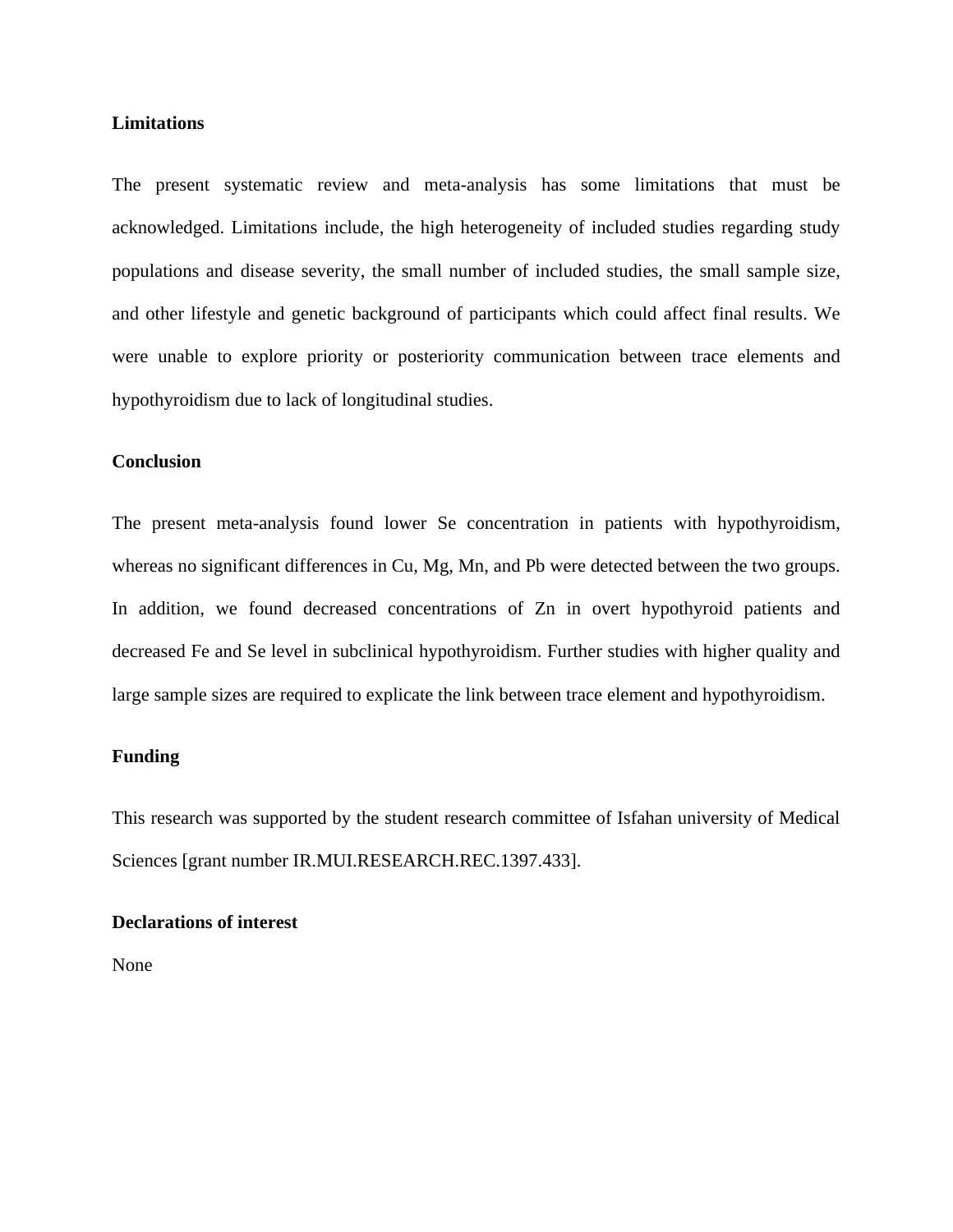## Limitations

The present systematic review and meta-analysis has some limitations that must be acknowledged. Limitations include, the high heterogeneity of included studies regarding study populations and disease severity, the small number of included studies, the small sample size, and other lifestyle and genetic background of participants which could affect final results. We were unable to explore priority or posteriority communication between trace elements and hypothyroidism due to lack of longitudinal studies.

## Conclusion

The present meta-analysis found lower Se concentration in patients with hypothyroidism, whereas no significant differences in Cu, Mg, Mn, and Pb were detected between the two groups. In addition, we found decreased concentrations of Zn in overt hypothyroid patients and decreased Fe and Se level in subclinical hypothyroidism. Further studies with higher quality and large sample sizes are required to explicate the link between trace element and hypothyroidism.

## Funding

This research was supported by the student research committee of Isfahan university of Medical Sciences [grant number IR.MUI.RESEARCH.REC.1397.433].

## Declarations of interest

None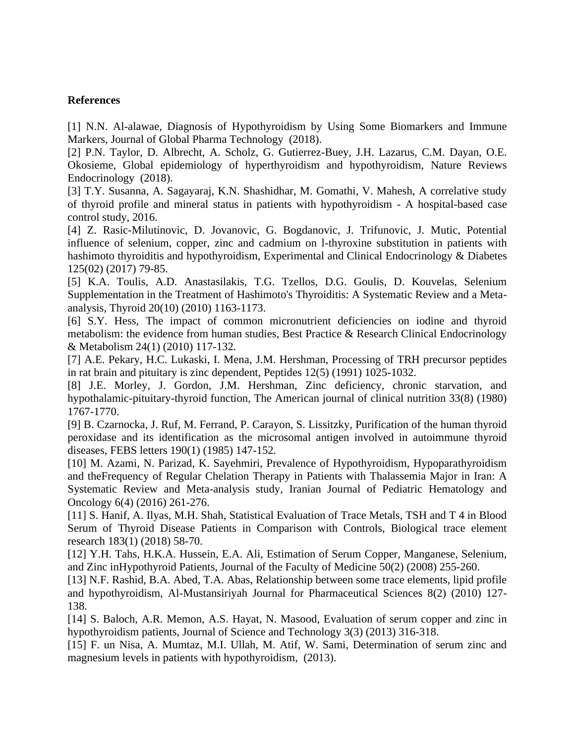**References**

[1] N.N. Al-alawae, Diagnosis of Hypothyroidism by Using Some Biomarkers and Immune Markers, Journal of Global Pharma Technology (2018).

[2] P.N. Taylor, D. Albrecht, A. Scholz, G. Gutierrez-Buey, J.H. Lazarus, C.M. Dayan, O.E. Okosieme, Global epidemiology of hyperthyroidism and hypothyroidism, Nature Reviews Endocrinology (2018).

[3] T.Y. Susanna, A. Sagayaraj, K.N. Shashidhar, M. Gomathi, V. Mahesh, A correlative study of thyroid profile and mineral status in patients with hypothyroidism - A hospital-based case control study, 2016.

[4] Z. Rasic-Milutinovic, D. Jovanovic, G. Bogdanovic, J. Trifunovic, J. Mutic, Potential influence of selenium, copper, zinc and cadmium on l-thyroxine substitution in patients with hashimoto thyroiditis and hypothyroidism, Experimental and Clinical Endocrinology & Diabetes 125(02) (2017) 79-85.

[5] K.A. Toulis, A.D. Anastasilakis, T.G. Tzellos, D.G. Goulis, D. Kouvelas, Selenium Supplementation in the Treatment of Hashimoto's Thyroiditis: A Systematic Review and a Meta-analysis, Thyroid 20(10) (2010) 1163-1173.

[6] S.Y. Hess, The impact of common micronutrient deficiencies on iodine and thyroid metabolism: the evidence from human studies, Best Practice & Research Clinical Endocrinology & Metabolism 24(1) (2010) 117-132.

[7] A.E. Pekary, H.C. Lukaski, I. Mena, J.M. Hershman, Processing of TRH precursor peptides in rat brain and pituitary is zinc dependent, Peptides 12(5) (1991) 1025-1032.

[8] J.E. Morley, J. Gordon, J.M. Hershman, Zinc deficiency, chronic starvation, and hypothalamic-pituitary-thyroid function, The American journal of clinical nutrition 33(8) (1980) 1767-1770.

[9] B. Czarnocka, J. Ruf, M. Ferrand, P. Carayon, S. Lissitzky, Purification of the human thyroid peroxidase and its identification as the microsomal antigen involved in autoimmune thyroid diseases, FEBS letters 190(1) (1985) 147-152.

[10] M. Azami, N. Parizad, K. Sayehmiri, Prevalence of Hypothyroidism, Hypoparathyroidism and theFrequency of Regular Chelation Therapy in Patients with Thalassemia Major in Iran: A Systematic Review and Meta-analysis study, Iranian Journal of Pediatric Hematology and Oncology 6(4) (2016) 261-276.

[11] S. Hanif, A. Ilyas, M.H. Shah, Statistical Evaluation of Trace Metals, TSH and T 4 in Blood Serum of Thyroid Disease Patients in Comparison with Controls, Biological trace element research 183(1) (2018) 58-70.

[12] Y.H. Tahs, H.K.A. Hussein, E.A. Ali, Estimation of Serum Copper, Manganese, Selenium, and Zinc inHypothyroid Patients, Journal of the Faculty of Medicine 50(2) (2008) 255-260.

[13] N.F. Rashid, B.A. Abed, T.A. Abas, Relationship between some trace elements, lipid profile and hypothyroidism, Al-Mustansiriyah Journal for Pharmaceutical Sciences 8(2) (2010) 127-138.

[14] S. Baloch, A.R. Memon, A.S. Hayat, N. Masood, Evaluation of serum copper and zinc in hypothyroidism patients, Journal of Science and Technology 3(3) (2013) 316-318.

[15] F. un Nisa, A. Mumtaz, M.I. Ullah, M. Atif, W. Sami, Determination of serum zinc and magnesium levels in patients with hypothyroidism, (2013).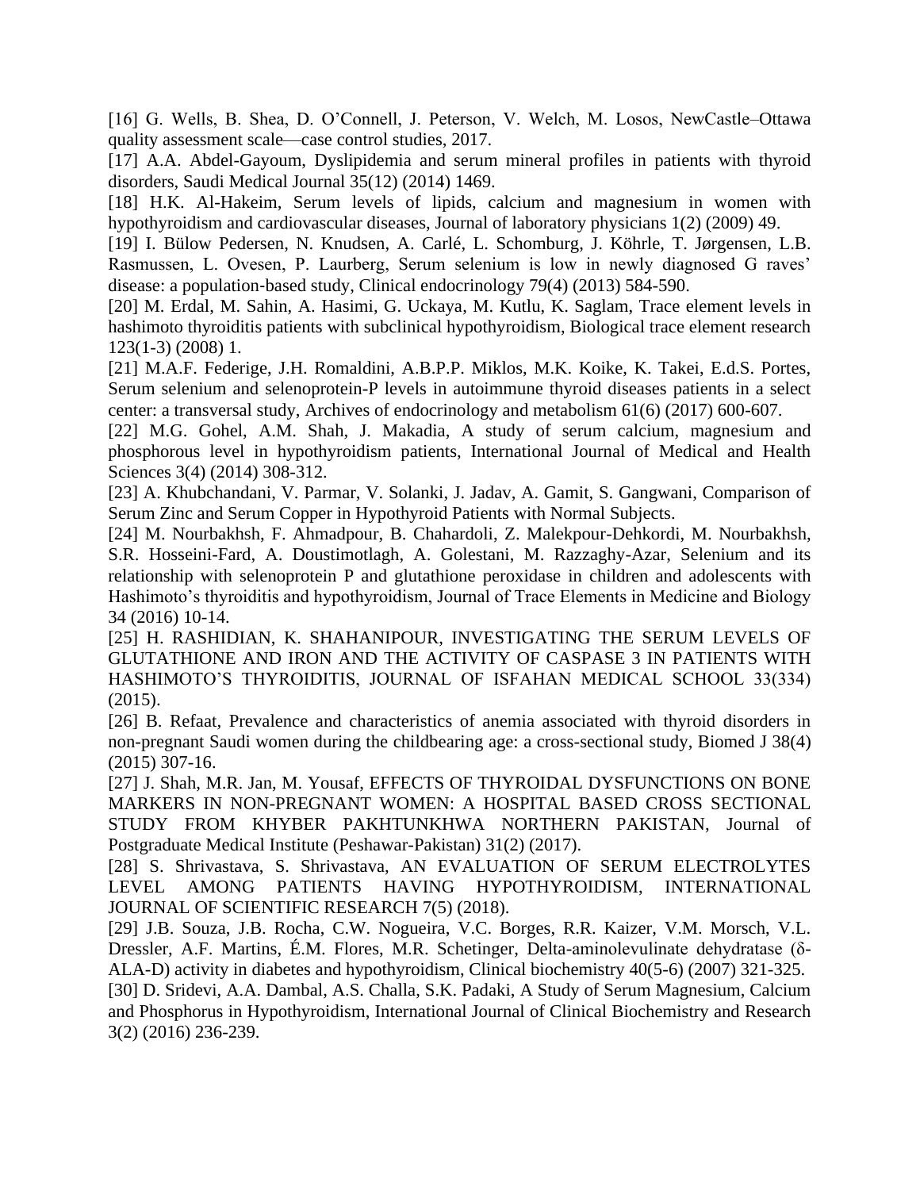[16] G. Wells, B. Shea, D. O'Connell, J. Peterson, V. Welch, M. Losos, NewCastle–Ottawa quality assessment scale—case control studies, 2017.

[17] A.A. Abdel-Gayoum, Dyslipidemia and serum mineral profiles in patients with thyroid disorders, Saudi Medical Journal 35(12) (2014) 1469.

[18] H.K. Al-Hakeim, Serum levels of lipids, calcium and magnesium in women with hypothyroidism and cardiovascular diseases, Journal of laboratory physicians 1(2) (2009) 49.

[19] I. Bülow Pedersen, N. Knudsen, A. Carlé, L. Schomburg, J. Köhrle, T. Jørgensen, L.B. Rasmussen, L. Ovesen, P. Laurberg, Serum selenium is low in newly diagnosed G raves' disease: a population-based study, Clinical endocrinology 79(4) (2013) 584-590.

[20] M. Erdal, M. Sahin, A. Hasimi, G. Uckaya, M. Kutlu, K. Saglam, Trace element levels in hashimoto thyroiditis patients with subclinical hypothyroidism, Biological trace element research 123(1-3) (2008) 1.

[21] M.A.F. Federige, J.H. Romaldini, A.B.P.P. Miklos, M.K. Koike, K. Takei, E.d.S. Portes, Serum selenium and selenoprotein-P levels in autoimmune thyroid diseases patients in a select center: a transversal study, Archives of endocrinology and metabolism 61(6) (2017) 600-607.

[22] M.G. Gohel, A.M. Shah, J. Makadia, A study of serum calcium, magnesium and phosphorous level in hypothyroidism patients, International Journal of Medical and Health Sciences 3(4) (2014) 308-312.

[23] A. Khubchandani, V. Parmar, V. Solanki, J. Jadav, A. Gamit, S. Gangwani, Comparison of Serum Zinc and Serum Copper in Hypothyroid Patients with Normal Subjects.

[24] M. Nourbakhsh, F. Ahmadpour, B. Chahardoli, Z. Malekpour-Dehkordi, M. Nourbakhsh, S.R. Hosseini-Fard, A. Doustimotlagh, A. Golestani, M. Razzaghy-Azar, Selenium and its relationship with selenoprotein P and glutathione peroxidase in children and adolescents with Hashimoto's thyroiditis and hypothyroidism, Journal of Trace Elements in Medicine and Biology 34 (2016) 10-14.

[25] H. RASHIDIAN, K. SHAHANIPOUR, INVESTIGATING THE SERUM LEVELS OF GLUTATHIONE AND IRON AND THE ACTIVITY OF CASPASE 3 IN PATIENTS WITH HASHIMOTO'S THYROIDITIS, JOURNAL OF ISFAHAN MEDICAL SCHOOL 33(334) (2015).

[26] B. Refaat, Prevalence and characteristics of anemia associated with thyroid disorders in non-pregnant Saudi women during the childbearing age: a cross-sectional study, Biomed J 38(4) (2015) 307-16.

[27] J. Shah, M.R. Jan, M. Yousaf, EFFECTS OF THYROIDAL DYSFUNCTIONS ON BONE MARKERS IN NON-PREGNANT WOMEN: A HOSPITAL BASED CROSS SECTIONAL STUDY FROM KHYBER PAKHTUNKHWA NORTHERN PAKISTAN, Journal of Postgraduate Medical Institute (Peshawar-Pakistan) 31(2) (2017).

[28] S. Shrivastava, S. Shrivastava, AN EVALUATION OF SERUM ELECTROLYTES LEVEL AMONG PATIENTS HAVING HYPOTHYROIDISM, INTERNATIONAL JOURNAL OF SCIENTIFIC RESEARCH 7(5) (2018).

[29] J.B. Souza, J.B. Rocha, C.W. Nogueira, V.C. Borges, R.R. Kaizer, V.M. Morsch, V.L. Dressler, A.F. Martins, É.M. Flores, M.R. Schetinger, Delta-aminolevulinate dehydratase (δ-ALA-D) activity in diabetes and hypothyroidism, Clinical biochemistry 40(5-6) (2007) 321-325.

[30] D. Sridevi, A.A. Dambal, A.S. Challa, S.K. Padaki, A Study of Serum Magnesium, Calcium and Phosphorus in Hypothyroidism, International Journal of Clinical Biochemistry and Research 3(2) (2016) 236-239.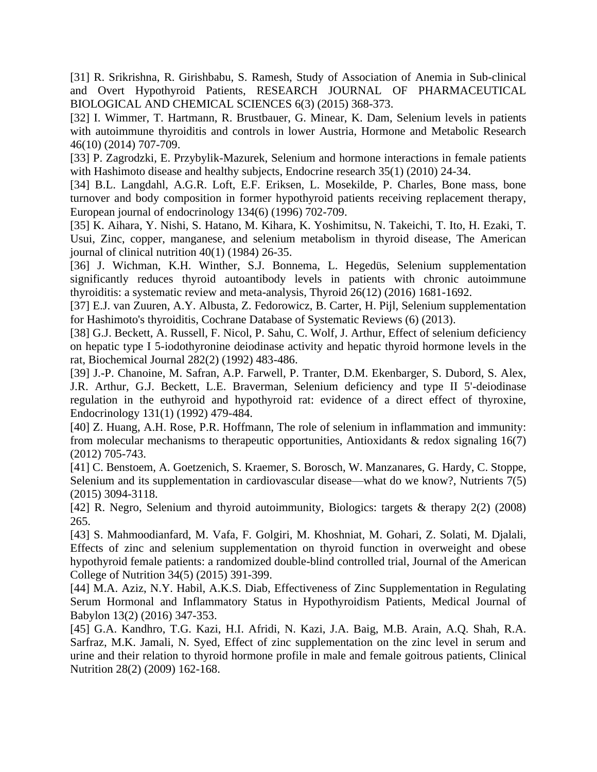[31] R. Srikrishna, R. Girishbabu, S. Ramesh, Study of Association of Anemia in Sub-clinical and Overt Hypothyroid Patients, RESEARCH JOURNAL OF PHARMACEUTICAL BIOLOGICAL AND CHEMICAL SCIENCES 6(3) (2015) 368-373.

[32] I. Wimmer, T. Hartmann, R. Brustbauer, G. Minear, K. Dam, Selenium levels in patients with autoimmune thyroiditis and controls in lower Austria, Hormone and Metabolic Research 46(10) (2014) 707-709.

[33] P. Zagrodzki, E. Przybylik-Mazurek, Selenium and hormone interactions in female patients with Hashimoto disease and healthy subjects, Endocrine research 35(1) (2010) 24-34.

[34] B.L. Langdahl, A.G.R. Loft, E.F. Eriksen, L. Mosekilde, P. Charles, Bone mass, bone turnover and body composition in former hypothyroid patients receiving replacement therapy, European journal of endocrinology 134(6) (1996) 702-709.

[35] K. Aihara, Y. Nishi, S. Hatano, M. Kihara, K. Yoshimitsu, N. Takeichi, T. Ito, H. Ezaki, T. Usui, Zinc, copper, manganese, and selenium metabolism in thyroid disease, The American journal of clinical nutrition 40(1) (1984) 26-35.

[36] J. Wichman, K.H. Winther, S.J. Bonnema, L. Hegedüs, Selenium supplementation significantly reduces thyroid autoantibody levels in patients with chronic autoimmune thyroiditis: a systematic review and meta-analysis, Thyroid 26(12) (2016) 1681-1692.

[37] E.J. van Zuuren, A.Y. Albusta, Z. Fedorowicz, B. Carter, H. Pijl, Selenium supplementation for Hashimoto's thyroiditis, Cochrane Database of Systematic Reviews (6) (2013).

[38] G.J. Beckett, A. Russell, F. Nicol, P. Sahu, C. Wolf, J. Arthur, Effect of selenium deficiency on hepatic type I 5-iodothyronine deiodinase activity and hepatic thyroid hormone levels in the rat, Biochemical Journal 282(2) (1992) 483-486.

[39] J.-P. Chanoine, M. Safran, A.P. Farwell, P. Tranter, D.M. Ekenbarger, S. Dubord, S. Alex, J.R. Arthur, G.J. Beckett, L.E. Braverman, Selenium deficiency and type II 5'-deiodinase regulation in the euthyroid and hypothyroid rat: evidence of a direct effect of thyroxine, Endocrinology 131(1) (1992) 479-484.

[40] Z. Huang, A.H. Rose, P.R. Hoffmann, The role of selenium in inflammation and immunity: from molecular mechanisms to therapeutic opportunities, Antioxidants & redox signaling 16(7) (2012) 705-743.

[41] C. Benstoem, A. Goetzenich, S. Kraemer, S. Borosch, W. Manzanares, G. Hardy, C. Stoppe, Selenium and its supplementation in cardiovascular disease—what do we know?, Nutrients 7(5) (2015) 3094-3118.

[42] R. Negro, Selenium and thyroid autoimmunity, Biologics: targets & therapy 2(2) (2008) 265.

[43] S. Mahmoodianfard, M. Vafa, F. Golgiri, M. Khoshniat, M. Gohari, Z. Solati, M. Djalali, Effects of zinc and selenium supplementation on thyroid function in overweight and obese hypothyroid female patients: a randomized double-blind controlled trial, Journal of the American College of Nutrition 34(5) (2015) 391-399.

[44] M.A. Aziz, N.Y. Habil, A.K.S. Diab, Effectiveness of Zinc Supplementation in Regulating Serum Hormonal and Inflammatory Status in Hypothyroidism Patients, Medical Journal of Babylon 13(2) (2016) 347-353.

[45] G.A. Kandhro, T.G. Kazi, H.I. Afridi, N. Kazi, J.A. Baig, M.B. Arain, A.Q. Shah, R.A. Sarfraz, M.K. Jamali, N. Syed, Effect of zinc supplementation on the zinc level in serum and urine and their relation to thyroid hormone profile in male and female goitrous patients, Clinical Nutrition 28(2) (2009) 162-168.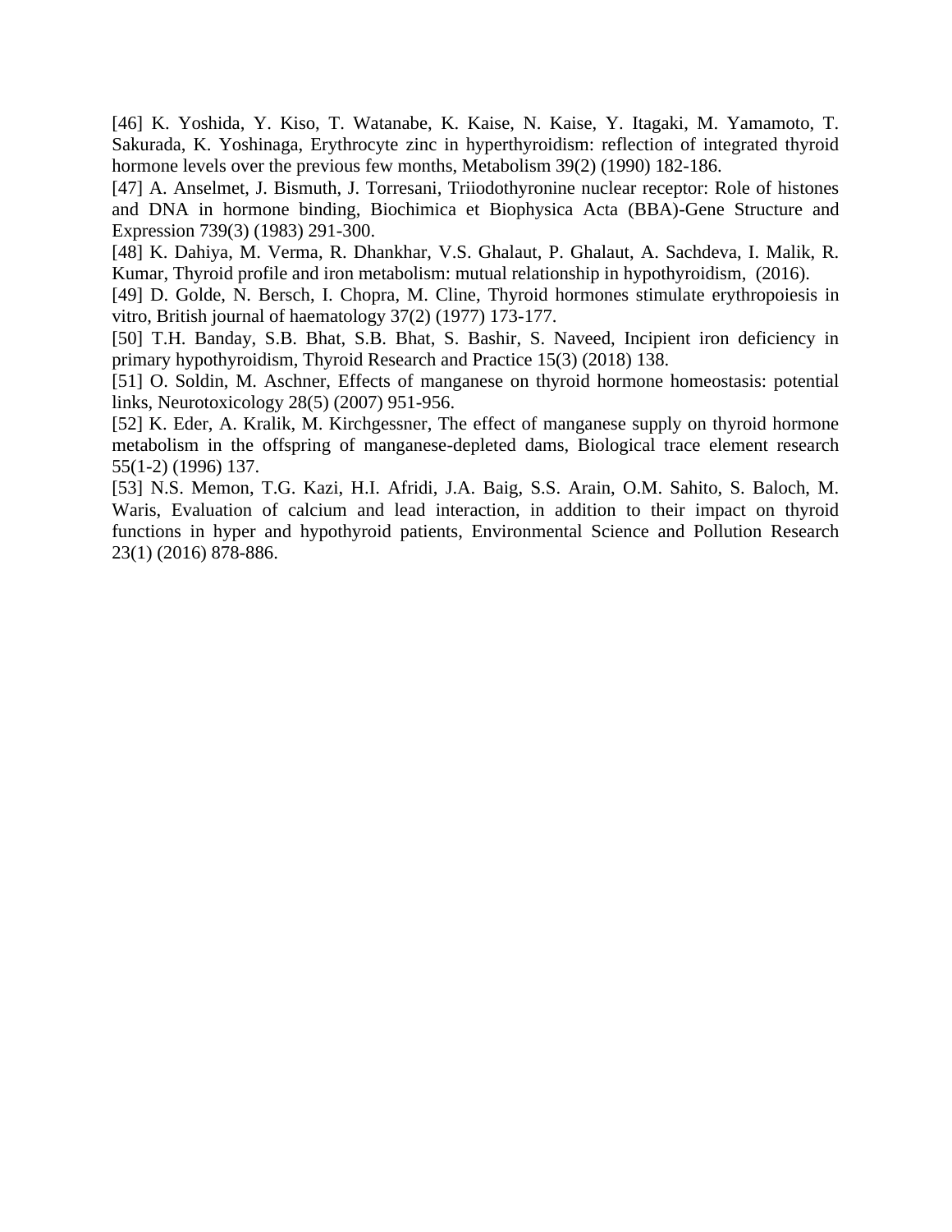[46] K. Yoshida, Y. Kiso, T. Watanabe, K. Kaise, N. Kaise, Y. Itagaki, M. Yamamoto, T. Sakurada, K. Yoshinaga, Erythrocyte zinc in hyperthyroidism: reflection of integrated thyroid hormone levels over the previous few months, Metabolism 39(2) (1990) 182-186.

[47] A. Anselmet, J. Bismuth, J. Torresani, Triiodothyronine nuclear receptor: Role of histones and DNA in hormone binding, Biochimica et Biophysica Acta (BBA)-Gene Structure and Expression 739(3) (1983) 291-300.

[48] K. Dahiya, M. Verma, R. Dhankhar, V.S. Ghalaut, P. Ghalaut, A. Sachdeva, I. Malik, R. Kumar, Thyroid profile and iron metabolism: mutual relationship in hypothyroidism, (2016).

[49] D. Golde, N. Bersch, I. Chopra, M. Cline, Thyroid hormones stimulate erythropoiesis in vitro, British journal of haematology 37(2) (1977) 173-177.

[50] T.H. Banday, S.B. Bhat, S.B. Bhat, S. Bashir, S. Naveed, Incipient iron deficiency in primary hypothyroidism, Thyroid Research and Practice 15(3) (2018) 138.

[51] O. Soldin, M. Aschner, Effects of manganese on thyroid hormone homeostasis: potential links, Neurotoxicology 28(5) (2007) 951-956.

[52] K. Eder, A. Kralik, M. Kirchgessner, The effect of manganese supply on thyroid hormone metabolism in the offspring of manganese-depleted dams, Biological trace element research 55(1-2) (1996) 137.

[53] N.S. Memon, T.G. Kazi, H.I. Afridi, J.A. Baig, S.S. Arain, O.M. Sahito, S. Baloch, M. Waris, Evaluation of calcium and lead interaction, in addition to their impact on thyroid functions in hyper and hypothyroid patients, Environmental Science and Pollution Research 23(1) (2016) 878-886.